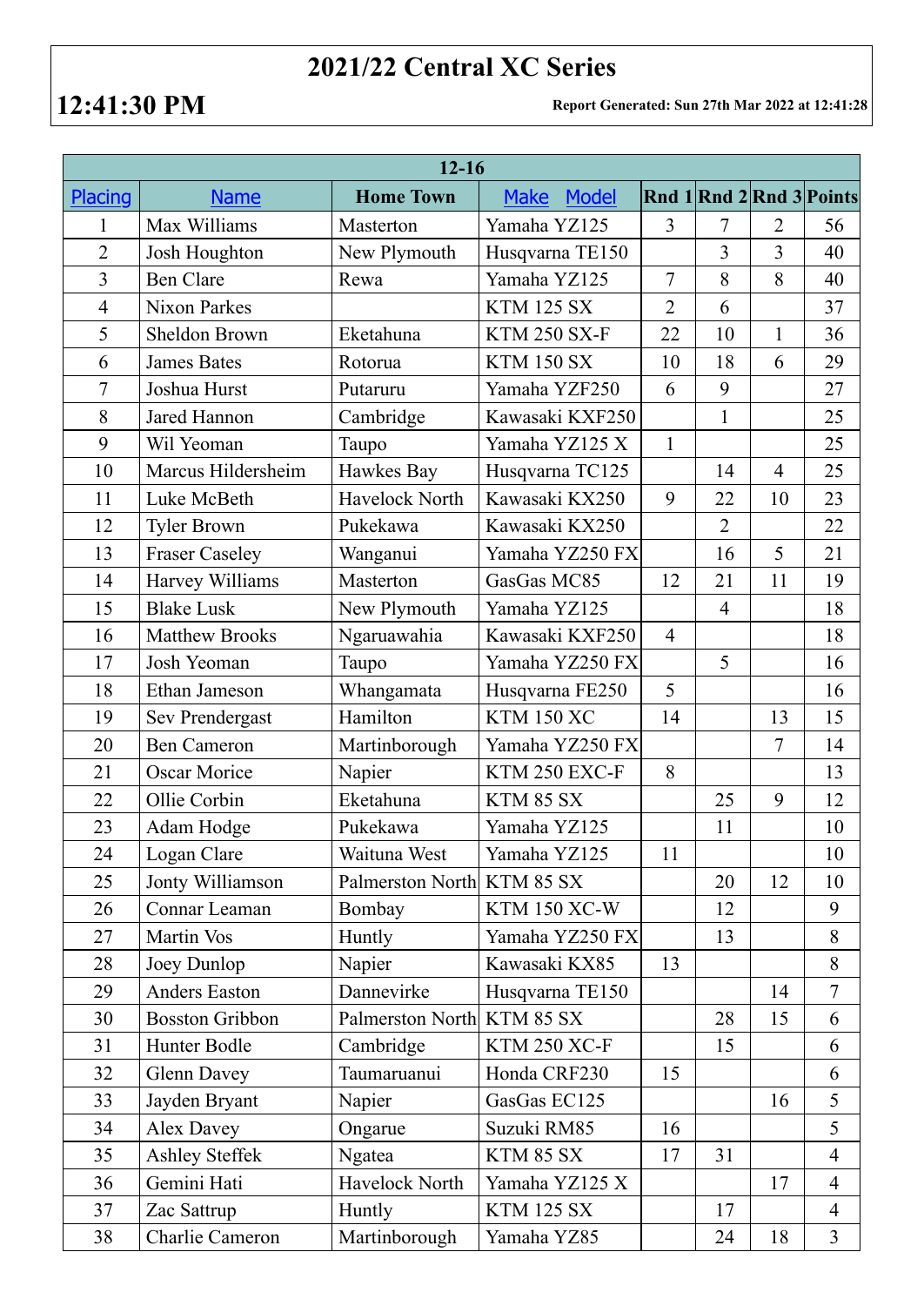# 2021/22 Central XC Series

**12:41:30 PM**

**Report Generated: Sun 27th Mar 2022 at 12:41:28**

| 12-16 | | | | | | | |
|---|---|---|---|---|---|---|---|
| Placing | Name | Home Town | Make Model | Rnd 1 | Rnd 2 | Rnd 3 | Points |
| 1 | Max Williams | Masterton | Yamaha YZ125 | 3 | 7 | 2 | 56 |
| 2 | Josh Houghton | New Plymouth | Husqvarna TE150 | | 3 | 3 | 40 |
| 3 | Ben Clare | Rewa | Yamaha YZ125 | 7 | 8 | 8 | 40 |
| 4 | Nixon Parkes | | KTM 125 SX | 2 | 6 | | 37 |
| 5 | Sheldon Brown | Eketahuna | KTM 250 SX-F | 22 | 10 | 1 | 36 |
| 6 | James Bates | Rotorua | KTM 150 SX | 10 | 18 | 6 | 29 |
| 7 | Joshua Hurst | Putaruru | Yamaha YZF250 | 6 | 9 | | 27 |
| 8 | Jared Hannon | Cambridge | Kawasaki KXF250 | | 1 | | 25 |
| 9 | Wil Yeoman | Taupo | Yamaha YZ125 X | 1 | | | 25 |
| 10 | Marcus Hildersheim | Hawkes Bay | Husqvarna TC125 | | 14 | 4 | 25 |
| 11 | Luke McBeth | Havelock North | Kawasaki KX250 | 9 | 22 | 10 | 23 |
| 12 | Tyler Brown | Pukekawa | Kawasaki KX250 | | 2 | | 22 |
| 13 | Fraser Caseley | Wanganui | Yamaha YZ250 FX | | 16 | 5 | 21 |
| 14 | Harvey Williams | Masterton | GasGas MC85 | 12 | 21 | 11 | 19 |
| 15 | Blake Lusk | New Plymouth | Yamaha YZ125 | | 4 | | 18 |
| 16 | Matthew Brooks | Ngaruawahia | Kawasaki KXF250 | 4 | | | 18 |
| 17 | Josh Yeoman | Taupo | Yamaha YZ250 FX | | 5 | | 16 |
| 18 | Ethan Jameson | Whangamata | Husqvarna FE250 | 5 | | | 16 |
| 19 | Sev Prendergast | Hamilton | KTM 150 XC | 14 | | 13 | 15 |
| 20 | Ben Cameron | Martinborough | Yamaha YZ250 FX | | | 7 | 14 |
| 21 | Oscar Morice | Napier | KTM 250 EXC-F | 8 | | | 13 |
| 22 | Ollie Corbin | Eketahuna | KTM 85 SX | | 25 | 9 | 12 |
| 23 | Adam Hodge | Pukekawa | Yamaha YZ125 | | 11 | | 10 |
| 24 | Logan Clare | Waituna West | Yamaha YZ125 | 11 | | | 10 |
| 25 | Jonty Williamson | Palmerston North | KTM 85 SX | | 20 | 12 | 10 |
| 26 | Connar Leaman | Bombay | KTM 150 XC-W | | 12 | | 9 |
| 27 | Martin Vos | Huntly | Yamaha YZ250 FX | | 13 | | 8 |
| 28 | Joey Dunlop | Napier | Kawasaki KX85 | 13 | | | 8 |
| 29 | Anders Easton | Dannevirke | Husqvarna TE150 | | | 14 | 7 |
| 30 | Bosston Gribbon | Palmerston North | KTM 85 SX | | 28 | 15 | 6 |
| 31 | Hunter Bodle | Cambridge | KTM 250 XC-F | | 15 | | 6 |
| 32 | Glenn Davey | Taumaruanui | Honda CRF230 | 15 | | | 6 |
| 33 | Jayden Bryant | Napier | GasGas EC125 | | | 16 | 5 |
| 34 | Alex Davey | Ongarue | Suzuki RM85 | 16 | | | 5 |
| 35 | Ashley Steffek | Ngatea | KTM 85 SX | 17 | 31 | | 4 |
| 36 | Gemini Hati | Havelock North | Yamaha YZ125 X | | | 17 | 4 |
| 37 | Zac Sattrup | Huntly | KTM 125 SX | | 17 | | 4 |
| 38 | Charlie Cameron | Martinborough | Yamaha YZ85 | | 24 | 18 | 3 |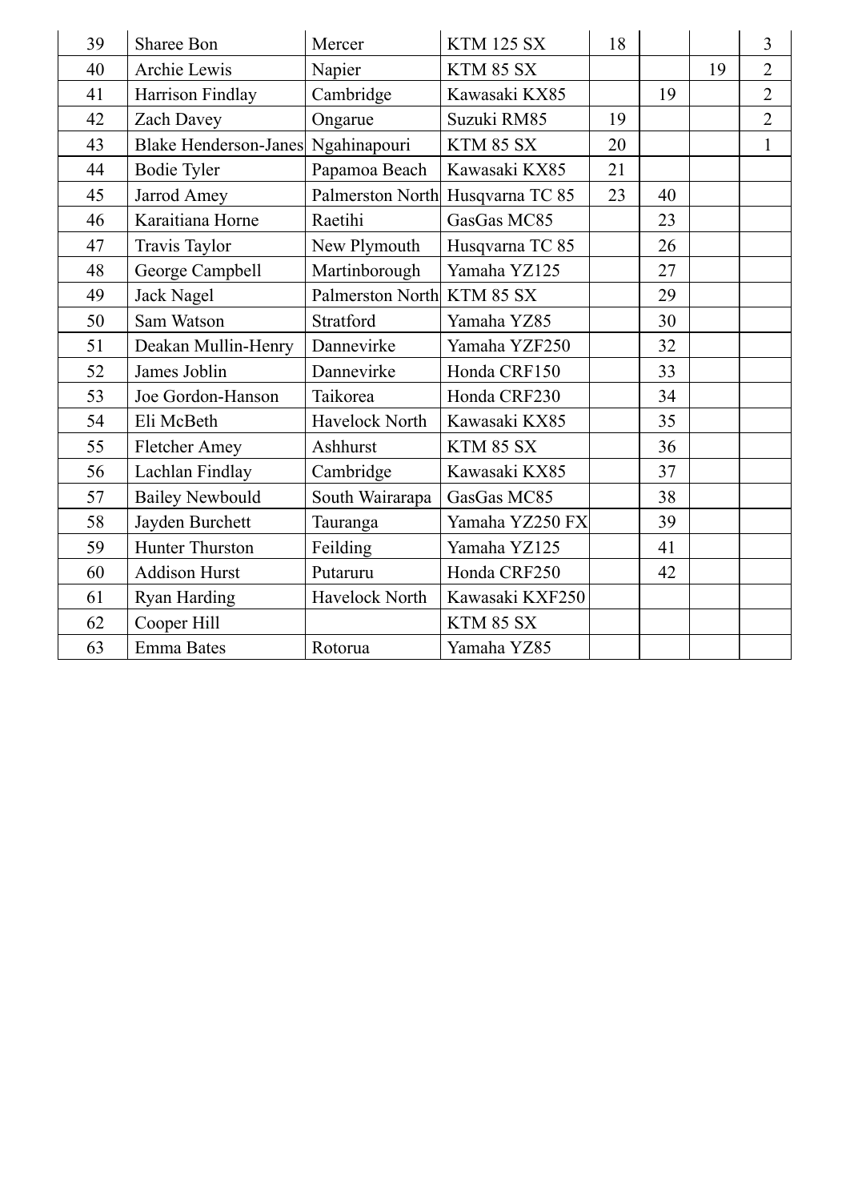| | | | | | | | |
|---|---|---|---|---|---|---|---|
| 39 | Sharee Bon | Mercer | KTM 125 SX | 18 | | | 3 |
| 40 | Archie Lewis | Napier | KTM 85 SX | | | 19 | 2 |
| 41 | Harrison Findlay | Cambridge | Kawasaki KX85 | | 19 | | 2 |
| 42 | Zach Davey | Ongarue | Suzuki RM85 | 19 | | | 2 |
| 43 | Blake Henderson-Janes | Ngahinapouri | KTM 85 SX | 20 | | | 1 |
| 44 | Bodie Tyler | Papamoa Beach | Kawasaki KX85 | 21 | | | |
| 45 | Jarrod Amey | Palmerston North | Husqvarna TC 85 | 23 | 40 | | |
| 46 | Karaitiana Horne | Raetihi | GasGas MC85 | | 23 | | |
| 47 | Travis Taylor | New Plymouth | Husqvarna TC 85 | | 26 | | |
| 48 | George Campbell | Martinborough | Yamaha YZ125 | | 27 | | |
| 49 | Jack Nagel | Palmerston North | KTM 85 SX | | 29 | | |
| 50 | Sam Watson | Stratford | Yamaha YZ85 | | 30 | | |
| 51 | Deakan Mullin-Henry | Dannevirke | Yamaha YZF250 | | 32 | | |
| 52 | James Joblin | Dannevirke | Honda CRF150 | | 33 | | |
| 53 | Joe Gordon-Hanson | Taikorea | Honda CRF230 | | 34 | | |
| 54 | Eli McBeth | Havelock North | Kawasaki KX85 | | 35 | | |
| 55 | Fletcher Amey | Ashhurst | KTM 85 SX | | 36 | | |
| 56 | Lachlan Findlay | Cambridge | Kawasaki KX85 | | 37 | | |
| 57 | Bailey Newbould | South Wairarapa | GasGas MC85 | | 38 | | |
| 58 | Jayden Burchett | Tauranga | Yamaha YZ250 FX | | 39 | | |
| 59 | Hunter Thurston | Feilding | Yamaha YZ125 | | 41 | | |
| 60 | Addison Hurst | Putaruru | Honda CRF250 | | 42 | | |
| 61 | Ryan Harding | Havelock North | Kawasaki KXF250 | | | | |
| 62 | Cooper Hill | | KTM 85 SX | | | | |
| 63 | Emma Bates | Rotorua | Yamaha YZ85 | | | | |